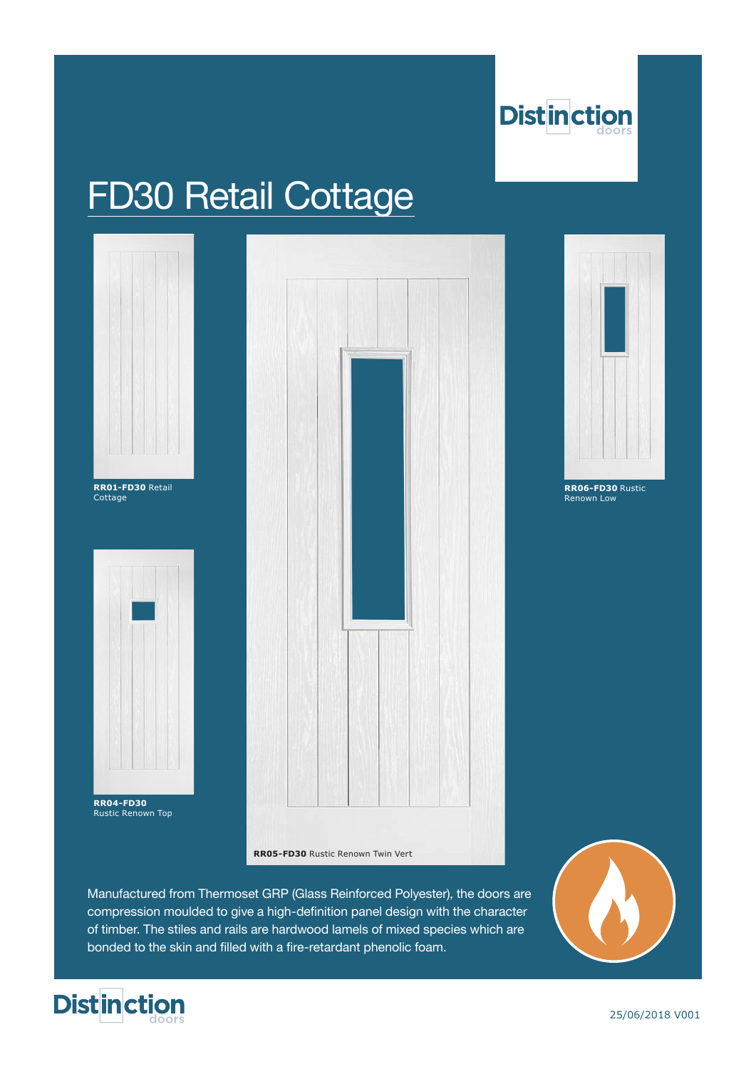# FD30 Retail Cottage

**RR01-FD30** Retail Cottage

**RR04-FD30** Rustic Renown Top

**RR05-FD30** Rustic Renown Twin Vert

**RR06-FD30** Rustic Renown Low

Manufactured from Thermoset GRP (Glass Reinforced Polyester), the doors are compression moulded to give a high-definition panel design with the character of timber. The stiles and rails are hardwood lamels of mixed species which are bonded to the skin and filled with a fire-retardant phenolic foam.

25/06/2018 V001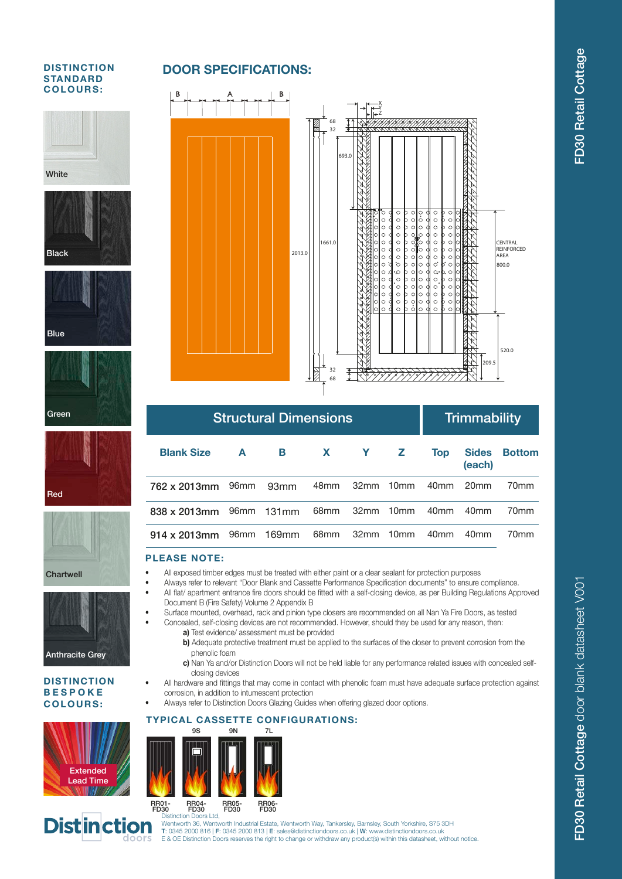## DISTINCTION STANDARD COLOURS:

White

Black

Blue

Green

Red

Chartwell

Anthracite Grey

## DISTINCTION BESPOKE COLOURS:

Extended Lead Time

# DOOR SPECIFICATIONS:

B
A
B
X
Y
Z
68
32
693.0
1661.0
2013.0
CENTRAL REINFORCED AREA
800.0
520.0
209.5
32
68

| Structural Dimensions | | | | | | Trimmability | | |
|---|---|---|---|---|---|---|---|---|
| Blank Size | A | B | X | Y | Z | Top | Sides (each) | Bottom |
| 762 x 2013mm | 96mm | 93mm | 48mm | 32mm | 10mm | 40mm | 20mm | 70mm |
| 838 x 2013mm | 96mm | 131mm | 68mm | 32mm | 10mm | 40mm | 40mm | 70mm |
| 914 x 2013mm | 96mm | 169mm | 68mm | 32mm | 10mm | 40mm | 40mm | 70mm |

### PLEASE NOTE:

- All exposed timber edges must be treated with either paint or a clear sealant for protection purposes
- Always refer to relevant "Door Blank and Cassette Performance Specification documents" to ensure compliance.
- All flat/ apartment entrance fire doors should be fitted with a self-closing device, as per Building Regulations Approved Document B (Fire Safety) Volume 2 Appendix B
- Surface mounted, overhead, rack and pinion type closers are recommended on all Nan Ya Fire Doors, as tested
- Concealed, self-closing devices are not recommended. However, should they be used for any reason, then:
  - **a)** Test evidence/ assessment must be provided
  - **b)** Adequate protective treatment must be applied to the surfaces of the closer to prevent corrosion from the phenolic foam
  - **c)** Nan Ya and/or Distinction Doors will not be held liable for any performance related issues with concealed self-closing devices
- All hardware and fittings that may come in contact with phenolic foam must have adequate surface protection against corrosion, in addition to intumescent protection
- Always refer to Distinction Doors Glazing Guides when offering glazed door options.

### TYPICAL CASSETTE CONFIGURATIONS:

9S 9N 7L

RR01-FD30 RR04-FD30 RR05-FD30 RR06-FD30

**Distinction** doors

Distinction Doors Ltd,
Wentworth 36, Wentworth Industrial Estate, Wentworth Way, Tankersley, Barnsley, South Yorkshire, S75 3DH
T: 0345 2000 816 | F: 0345 2000 813 | E: sales@distinctiondoors.co.uk | W: www.distinctiondoors.co.uk
E & OE Distinction Doors reserves the right to change or withdraw any product(s) within this datasheet, without notice.

FD30 Retail Cottage

**FD30 Retail Cottage** door blank datasheet V001